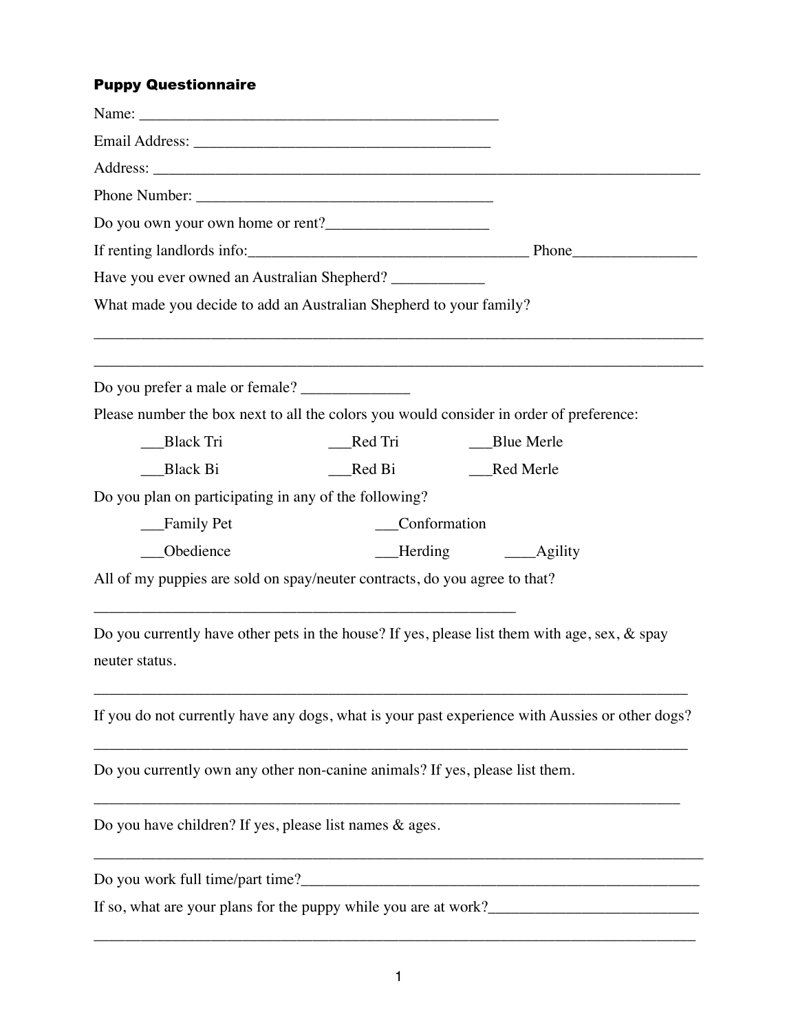**Puppy Questionnaire**

Name: _______________________________________________

Email Address: ______________________________________

Address: ________________________________________________________________________

Phone Number: ______________________________________

Do you own your own home or rent?____________________

If renting landlords info:____________________________________ Phone________________

Have you ever owned an Australian Shepherd? ____________

What made you decide to add an Australian Shepherd to your family?

_________________________________________________________________________________

_________________________________________________________________________________

Do you prefer a male or female? ______________

Please number the box next to all the colors you would consider in order of preference:

___Black Tri ___Red Tri ___Blue Merle

___Black Bi ___Red Bi ___Red Merle

Do you plan on participating in any of the following?

___Family Pet ___Conformation

___Obedience ___Herding ____Agility

All of my puppies are sold on spay/neuter contracts, do you agree to that?

_______________________________________________________

Do you currently have other pets in the house? If yes, please list them with age, sex, & spay neuter status.

_____________________________________________________________________________

If you do not currently have any dogs, what is your past experience with Aussies or other dogs?

_____________________________________________________________________________

Do you currently own any other non-canine animals? If yes, please list them.

____________________________________________________________________________

Do you have children? If yes, please list names & ages.

_________________________________________________________________________________

Do you work full time/part time?_____________________________________________________

If so, what are your plans for the puppy while you are at work?___________________________

______________________________________________________________________________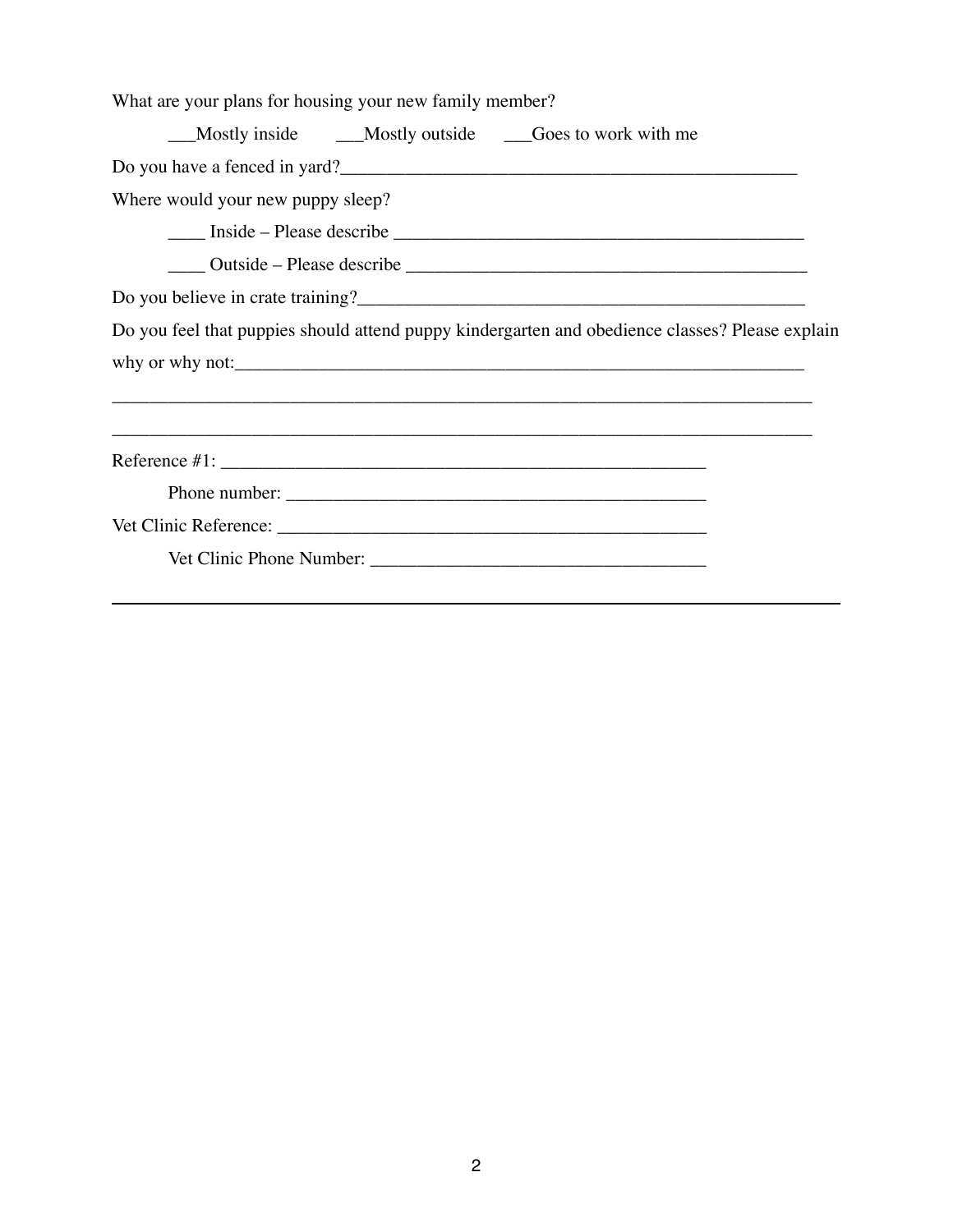What are your plans for housing your new family member?

___Mostly inside ___Mostly outside ___Goes to work with me

Do you have a fenced in yard?___________________________________________________

Where would your new puppy sleep?

____ Inside – Please describe ___________________________________________

____ Outside – Please describe __________________________________________

Do you believe in crate training?_______________________________________________

Do you feel that puppies should attend puppy kindergarten and obedience classes? Please explain why or why not:_____________________________________________________________

_______________________________________________________________________________

_______________________________________________________________________________

Reference #1: ______________________________________________________

Phone number: ____________________________________________

Vet Clinic Reference: _______________________________________________

Vet Clinic Phone Number: __________________________________

---